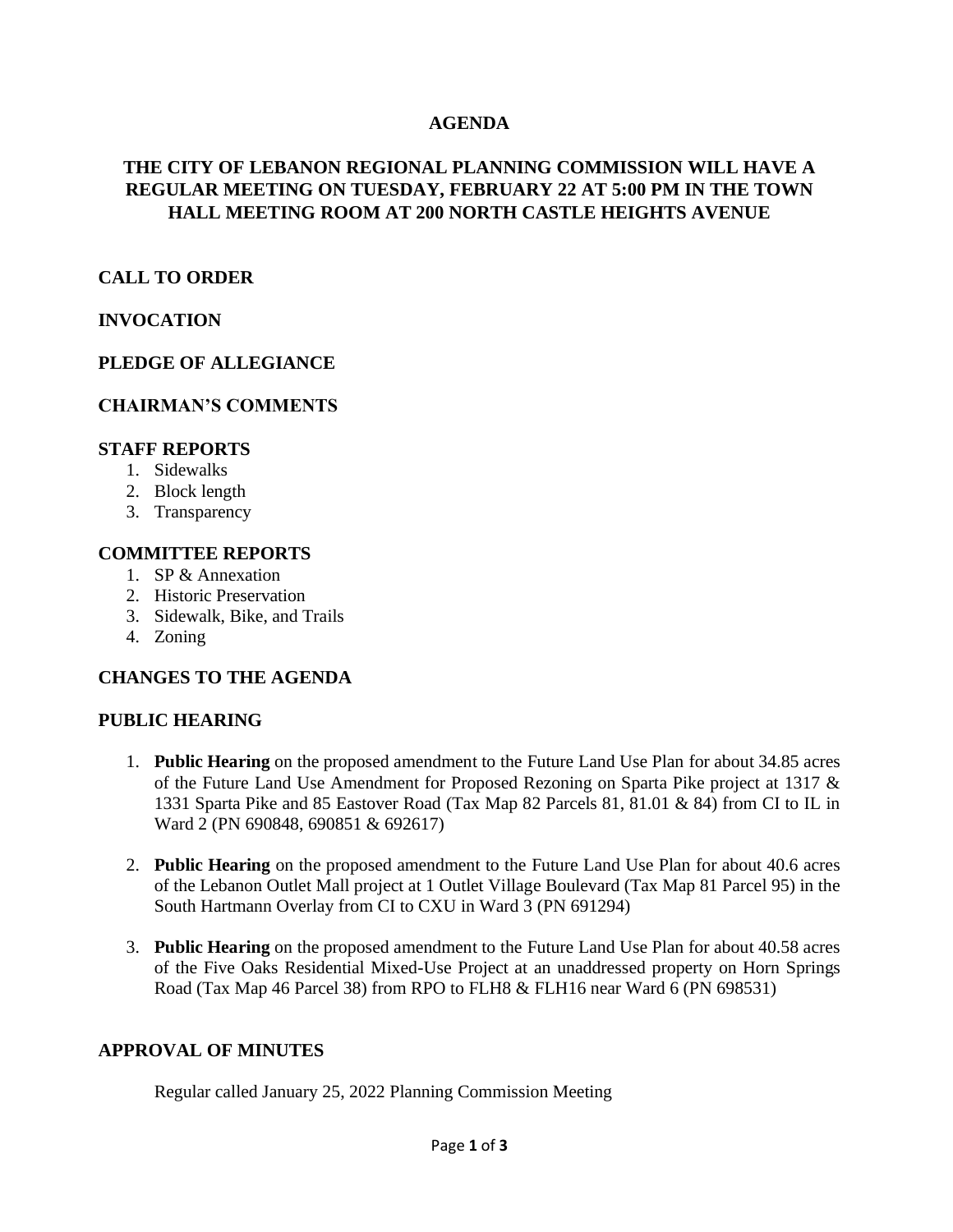# AGENDA

## THE CITY OF LEBANON REGIONAL PLANNING COMMISSION WILL HAVE A REGULAR MEETING ON TUESDAY, FEBRUARY 22 AT 5:00 PM IN THE TOWN HALL MEETING ROOM AT 200 NORTH CASTLE HEIGHTS AVENUE

### CALL TO ORDER

### INVOCATION

### PLEDGE OF ALLEGIANCE

### CHAIRMAN'S COMMENTS

### STAFF REPORTS

1. Sidewalks
2. Block length
3. Transparency

### COMMITTEE REPORTS

1. SP & Annexation
2. Historic Preservation
3. Sidewalk, Bike, and Trails
4. Zoning

### CHANGES TO THE AGENDA

### PUBLIC HEARING

1. **Public Hearing** on the proposed amendment to the Future Land Use Plan for about 34.85 acres of the Future Land Use Amendment for Proposed Rezoning on Sparta Pike project at 1317 & 1331 Sparta Pike and 85 Eastover Road (Tax Map 82 Parcels 81, 81.01 & 84) from CI to IL in Ward 2 (PN 690848, 690851 & 692617)

2. **Public Hearing** on the proposed amendment to the Future Land Use Plan for about 40.6 acres of the Lebanon Outlet Mall project at 1 Outlet Village Boulevard (Tax Map 81 Parcel 95) in the South Hartmann Overlay from CI to CXU in Ward 3 (PN 691294)

3. **Public Hearing** on the proposed amendment to the Future Land Use Plan for about 40.58 acres of the Five Oaks Residential Mixed-Use Project at an unaddressed property on Horn Springs Road (Tax Map 46 Parcel 38) from RPO to FLH8 & FLH16 near Ward 6 (PN 698531)

### APPROVAL OF MINUTES

Regular called January 25, 2022 Planning Commission Meeting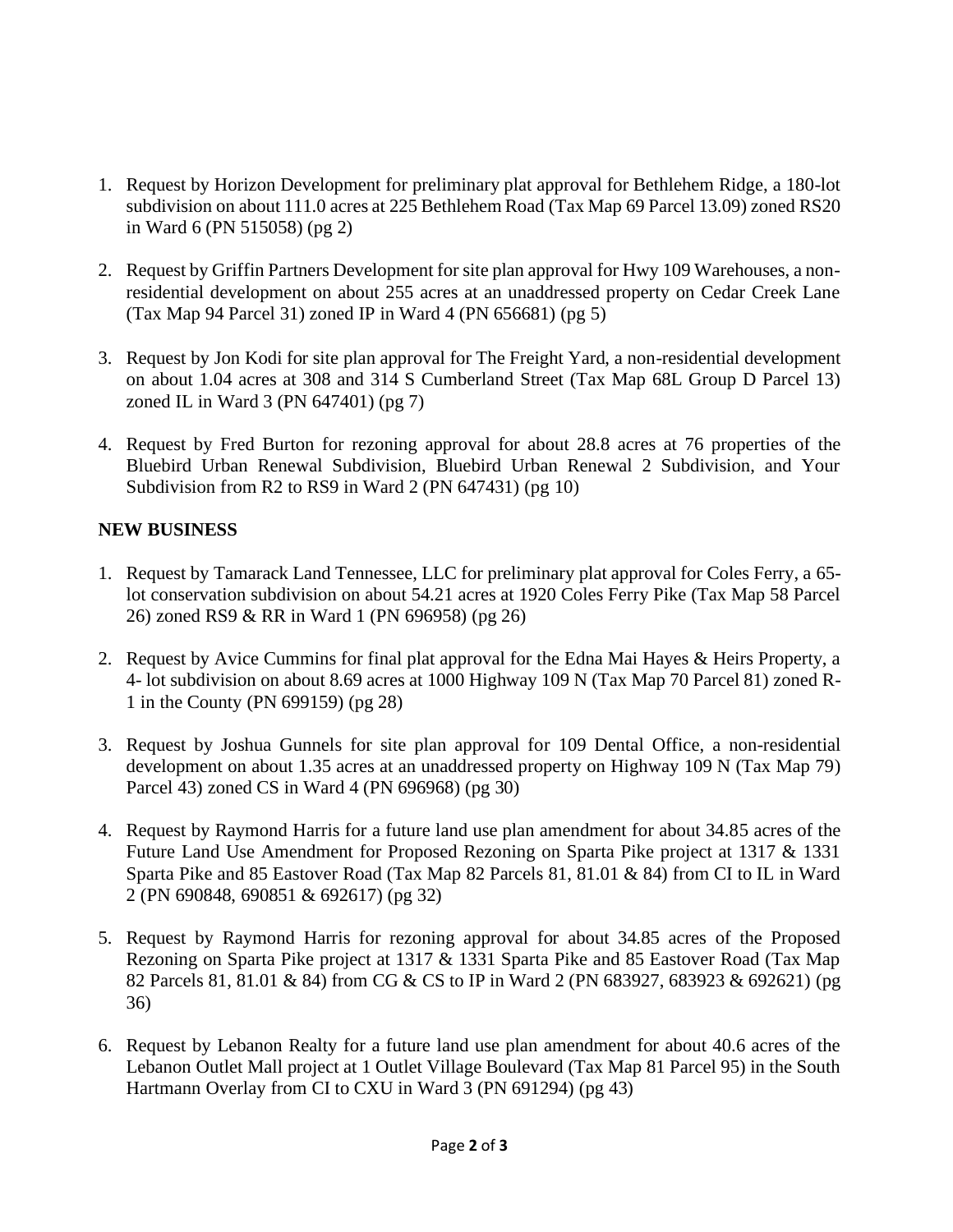1. Request by Horizon Development for preliminary plat approval for Bethlehem Ridge, a 180-lot subdivision on about 111.0 acres at 225 Bethlehem Road (Tax Map 69 Parcel 13.09) zoned RS20 in Ward 6 (PN 515058) (pg 2)

2. Request by Griffin Partners Development for site plan approval for Hwy 109 Warehouses, a non-residential development on about 255 acres at an unaddressed property on Cedar Creek Lane (Tax Map 94 Parcel 31) zoned IP in Ward 4 (PN 656681) (pg 5)

3. Request by Jon Kodi for site plan approval for The Freight Yard, a non-residential development on about 1.04 acres at 308 and 314 S Cumberland Street (Tax Map 68L Group D Parcel 13) zoned IL in Ward 3 (PN 647401) (pg 7)

4. Request by Fred Burton for rezoning approval for about 28.8 acres at 76 properties of the Bluebird Urban Renewal Subdivision, Bluebird Urban Renewal 2 Subdivision, and Your Subdivision from R2 to RS9 in Ward 2 (PN 647431) (pg 10)

**NEW BUSINESS**

1. Request by Tamarack Land Tennessee, LLC for preliminary plat approval for Coles Ferry, a 65-lot conservation subdivision on about 54.21 acres at 1920 Coles Ferry Pike (Tax Map 58 Parcel 26) zoned RS9 & RR in Ward 1 (PN 696958) (pg 26)

2. Request by Avice Cummins for final plat approval for the Edna Mai Hayes & Heirs Property, a 4- lot subdivision on about 8.69 acres at 1000 Highway 109 N (Tax Map 70 Parcel 81) zoned R-1 in the County (PN 699159) (pg 28)

3. Request by Joshua Gunnels for site plan approval for 109 Dental Office, a non-residential development on about 1.35 acres at an unaddressed property on Highway 109 N (Tax Map 79) Parcel 43) zoned CS in Ward 4 (PN 696968) (pg 30)

4. Request by Raymond Harris for a future land use plan amendment for about 34.85 acres of the Future Land Use Amendment for Proposed Rezoning on Sparta Pike project at 1317 & 1331 Sparta Pike and 85 Eastover Road (Tax Map 82 Parcels 81, 81.01 & 84) from CI to IL in Ward 2 (PN 690848, 690851 & 692617) (pg 32)

5. Request by Raymond Harris for rezoning approval for about 34.85 acres of the Proposed Rezoning on Sparta Pike project at 1317 & 1331 Sparta Pike and 85 Eastover Road (Tax Map 82 Parcels 81, 81.01 & 84) from CG & CS to IP in Ward 2 (PN 683927, 683923 & 692621) (pg 36)

6. Request by Lebanon Realty for a future land use plan amendment for about 40.6 acres of the Lebanon Outlet Mall project at 1 Outlet Village Boulevard (Tax Map 81 Parcel 95) in the South Hartmann Overlay from CI to CXU in Ward 3 (PN 691294) (pg 43)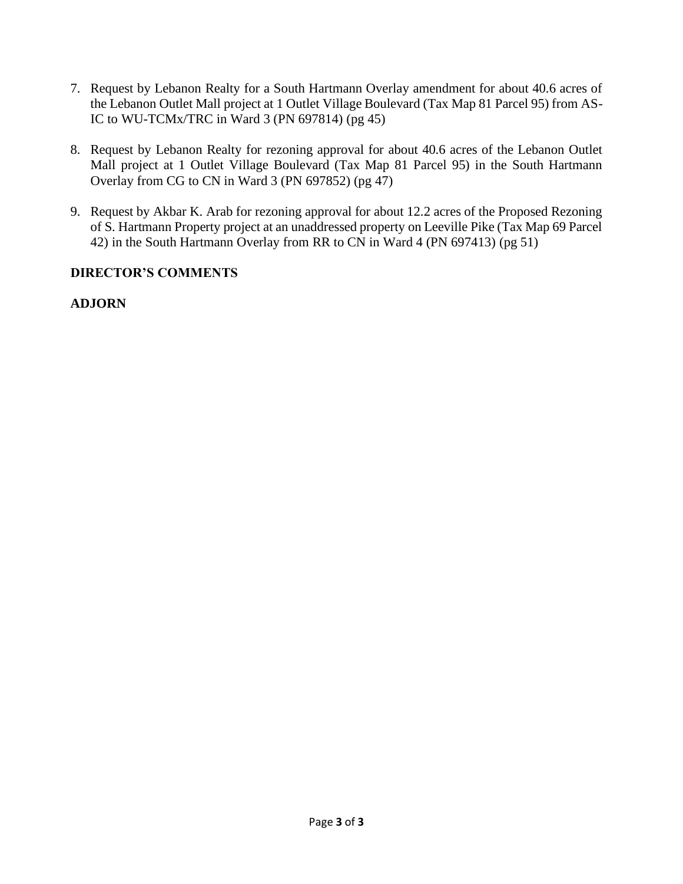7. Request by Lebanon Realty for a South Hartmann Overlay amendment for about 40.6 acres of the Lebanon Outlet Mall project at 1 Outlet Village Boulevard (Tax Map 81 Parcel 95) from AS-IC to WU-TCMx/TRC in Ward 3 (PN 697814) (pg 45)

8. Request by Lebanon Realty for rezoning approval for about 40.6 acres of the Lebanon Outlet Mall project at 1 Outlet Village Boulevard (Tax Map 81 Parcel 95) in the South Hartmann Overlay from CG to CN in Ward 3 (PN 697852) (pg 47)

9. Request by Akbar K. Arab for rezoning approval for about 12.2 acres of the Proposed Rezoning of S. Hartmann Property project at an unaddressed property on Leeville Pike (Tax Map 69 Parcel 42) in the South Hartmann Overlay from RR to CN in Ward 4 (PN 697413) (pg 51)

**DIRECTOR'S COMMENTS**

**ADJORN**